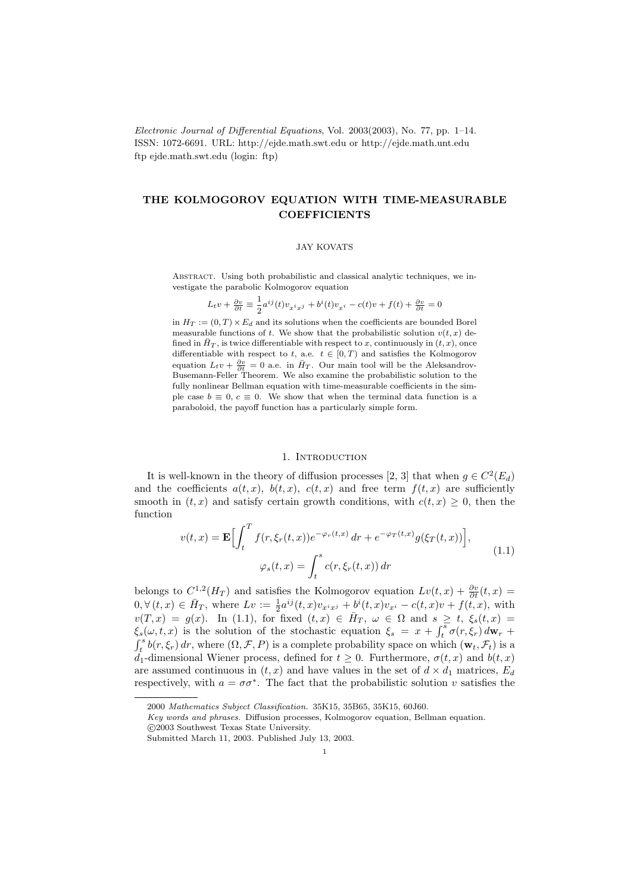Electronic Journal of Differential Equations, Vol. 2003(2003), No. 77, pp. 1–14.
ISSN: 1072-6691. URL: http://ejde.math.swt.edu or http://ejde.math.unt.edu
ftp ejde.math.swt.edu (login: ftp)

# THE KOLMOGOROV EQUATION WITH TIME-MEASURABLE COEFFICIENTS

JAY KOVATS

Abstract. Using both probabilistic and classical analytic techniques, we investigate the parabolic Kolmogorov equation

$$L_t v + \tfrac{\partial v}{\partial t} \equiv \frac{1}{2} a^{ij}(t) v_{x^i x^j} + b^i(t) v_{x^i} - c(t) v + f(t) + \tfrac{\partial v}{\partial t} = 0$$

in $H_T := (0,T) \times E_d$ and its solutions when the coefficients are bounded Borel measurable functions of $t$. We show that the probabilistic solution $v(t,x)$ defined in $\bar{H}_T$, is twice differentiable with respect to $x$, continuously in $(t,x)$, once differentiable with respect to $t$, a.e. $t \in [0,T)$ and satisfies the Kolmogorov equation $L_t v + \frac{\partial v}{\partial t} = 0$ a.e. in $\bar{H}_T$. Our main tool will be the Aleksandrov-Busemann-Feller Theorem. We also examine the probabilistic solution to the fully nonlinear Bellman equation with time-measurable coefficients in the simple case $b \equiv 0$, $c \equiv 0$. We show that when the terminal data function is a paraboloid, the payoff function has a particularly simple form.

## 1. Introduction

It is well-known in the theory of diffusion processes [2, 3] that when $g \in C^2(E_d)$ and the coefficients $a(t,x)$, $b(t,x)$, $c(t,x)$ and free term $f(t,x)$ are sufficiently smooth in $(t,x)$ and satisfy certain growth conditions, with $c(t,x) \geq 0$, then the function

$$v(t,x) = \mathbf{E}\Big[\int_t^T f(r, \xi_r(t,x)) e^{-\varphi_r(t,x)}\, dr + e^{-\varphi_T(t,x)} g(\xi_T(t,x))\Big],$$
$$\varphi_s(t,x) = \int_t^s c(r, \xi_r(t,x))\, dr \tag{1.1}$$

belongs to $C^{1,2}(H_T)$ and satisfies the Kolmogorov equation $Lv(t,x) + \frac{\partial v}{\partial t}(t,x) = 0, \forall (t,x) \in \bar{H}_T$, where $Lv := \frac{1}{2} a^{ij}(t,x) v_{x^i x^j} + b^i(t,x) v_{x^i} - c(t,x) v + f(t,x)$, with $v(T,x) = g(x)$. In (1.1), for fixed $(t,x) \in \bar{H}_T$, $\omega \in \Omega$ and $s \geq t$, $\xi_s(t,x) = \xi_s(\omega,t,x)$ is the solution of the stochastic equation $\xi_s = x + \int_t^s \sigma(r,\xi_r)\, d\mathbf{w}_r + \int_t^s b(r,\xi_r)\, dr$, where $(\Omega, \mathcal{F}, P)$ is a complete probability space on which $(\mathbf{w}_t, \mathcal{F}_t)$ is a $d_1$-dimensional Wiener process, defined for $t \geq 0$. Furthermore, $\sigma(t,x)$ and $b(t,x)$ are assumed continuous in $(t,x)$ and have values in the set of $d \times d_1$ matrices, $E_d$ respectively, with $a = \sigma\sigma^*$. The fact that the probabilistic solution $v$ satisfies the

2000 Mathematics Subject Classification. 35K15, 35B65, 35K15, 60J60.
Key words and phrases. Diffusion processes, Kolmogorov equation, Bellman equation.
©2003 Southwest Texas State University.
Submitted March 11, 2003. Published July 13, 2003.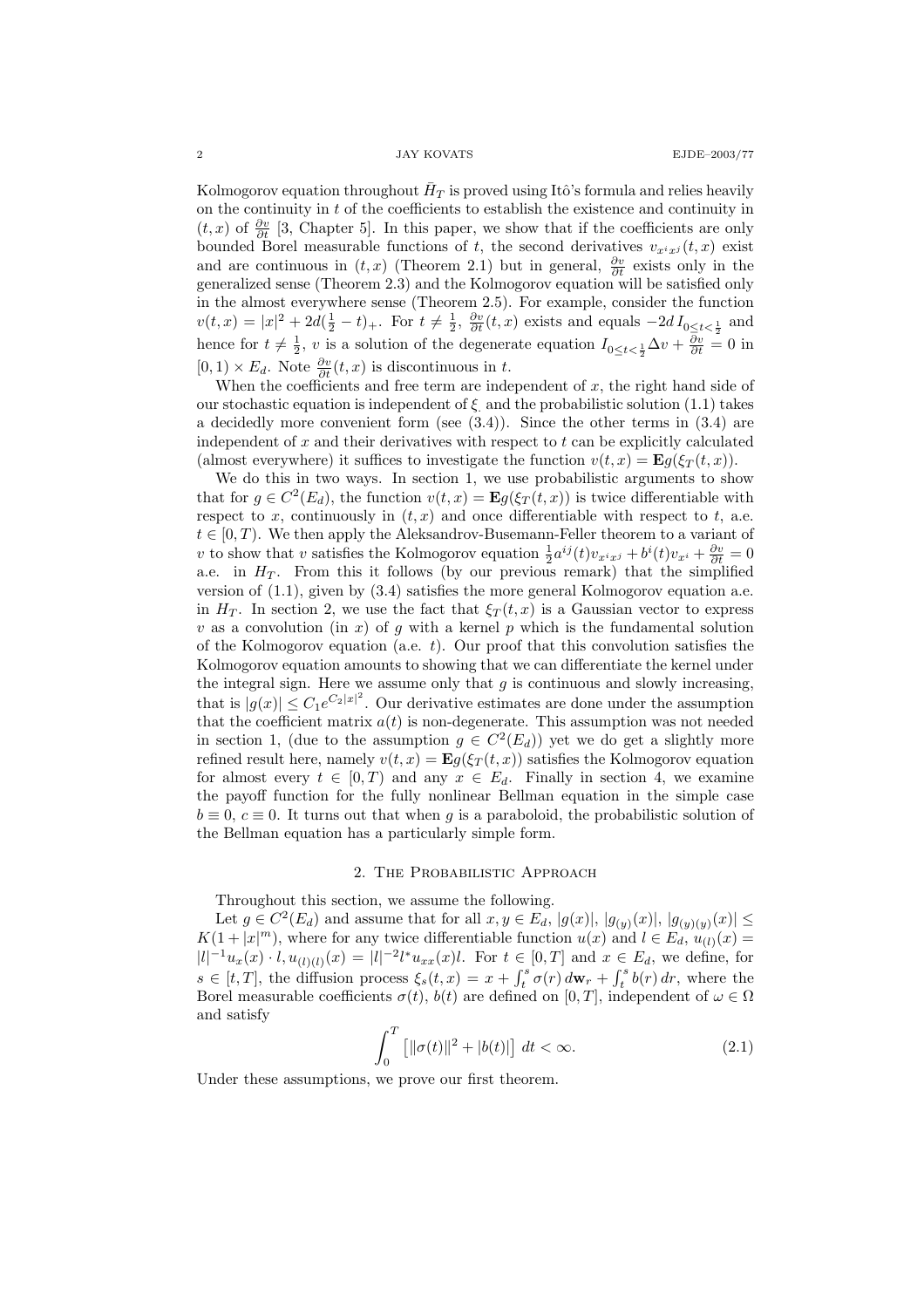Kolmogorov equation throughout $\bar{H}_T$ is proved using Itô's formula and relies heavily on the continuity in $t$ of the coefficients to establish the existence and continuity in $(t,x)$ of $\frac{\partial v}{\partial t}$ [3, Chapter 5]. In this paper, we show that if the coefficients are only bounded Borel measurable functions of $t$, the second derivatives $v_{x^i x^j}(t,x)$ exist and are continuous in $(t,x)$ (Theorem 2.1) but in general, $\frac{\partial v}{\partial t}$ exists only in the generalized sense (Theorem 2.3) and the Kolmogorov equation will be satisfied only in the almost everywhere sense (Theorem 2.5). For example, consider the function $v(t,x) = |x|^2 + 2d(\frac{1}{2} - t)_+$. For $t \neq \frac{1}{2}$, $\frac{\partial v}{\partial t}(t,x)$ exists and equals $-2d\, I_{0 \le t < \frac{1}{2}}$ and hence for $t \neq \frac{1}{2}$, $v$ is a solution of the degenerate equation $I_{0 \le t < \frac{1}{2}} \Delta v + \frac{\partial v}{\partial t} = 0$ in $[0,1) \times E_d$. Note $\frac{\partial v}{\partial t}(t,x)$ is discontinuous in $t$.

When the coefficients and free term are independent of $x$, the right hand side of our stochastic equation is independent of $\xi_\cdot$ and the probabilistic solution (1.1) takes a decidedly more convenient form (see (3.4)). Since the other terms in (3.4) are independent of $x$ and their derivatives with respect to $t$ can be explicitly calculated (almost everywhere) it suffices to investigate the function $v(t,x) = \mathbf{E}g(\xi_T(t,x))$.

We do this in two ways. In section 1, we use probabilistic arguments to show that for $g \in C^2(E_d)$, the function $v(t,x) = \mathbf{E}g(\xi_T(t,x))$ is twice differentiable with respect to $x$, continuously in $(t,x)$ and once differentiable with respect to $t$, a.e. $t \in [0,T)$. We then apply the Aleksandrov-Busemann-Feller theorem to a variant of $v$ to show that $v$ satisfies the Kolmogorov equation $\frac{1}{2}a^{ij}(t)v_{x^i x^j} + b^i(t)v_{x^i} + \frac{\partial v}{\partial t} = 0$ a.e. in $H_T$. From this it follows (by our previous remark) that the simplified version of (1.1), given by (3.4) satisfies the more general Kolmogorov equation a.e. in $H_T$. In section 2, we use the fact that $\xi_T(t,x)$ is a Gaussian vector to express $v$ as a convolution (in $x$) of $g$ with a kernel $p$ which is the fundamental solution of the Kolmogorov equation (a.e. $t$). Our proof that this convolution satisfies the Kolmogorov equation amounts to showing that we can differentiate the kernel under the integral sign. Here we assume only that $g$ is continuous and slowly increasing, that is $|g(x)| \le C_1 e^{C_2|x|^2}$. Our derivative estimates are done under the assumption that the coefficient matrix $a(t)$ is non-degenerate. This assumption was not needed in section 1, (due to the assumption $g \in C^2(E_d)$) yet we do get a slightly more refined result here, namely $v(t,x) = \mathbf{E}g(\xi_T(t,x))$ satisfies the Kolmogorov equation for almost every $t \in [0,T)$ and any $x \in E_d$. Finally in section 4, we examine the payoff function for the fully nonlinear Bellman equation in the simple case $b \equiv 0$, $c \equiv 0$. It turns out that when $g$ is a paraboloid, the probabilistic solution of the Bellman equation has a particularly simple form.

## 2. The Probabilistic Approach

Throughout this section, we assume the following.

Let $g \in C^2(E_d)$ and assume that for all $x, y \in E_d$, $|g(x)|$, $|g_{(y)}(x)|$, $|g_{(y)(y)}(x)| \le K(1 + |x|^m)$, where for any twice differentiable function $u(x)$ and $l \in E_d$, $u_{(l)}(x) = |l|^{-1}u_x(x) \cdot l$, $u_{(l)(l)}(x) = |l|^{-2}l^* u_{xx}(x)l$. For $t \in [0,T]$ and $x \in E_d$, we define, for $s \in [t,T]$, the diffusion process $\xi_s(t,x) = x + \int_t^s \sigma(r)\, d\mathbf{w}_r + \int_t^s b(r)\, dr$, where the Borel measurable coefficients $\sigma(t)$, $b(t)$ are defined on $[0,T]$, independent of $\omega \in \Omega$ and satisfy

$$\int_0^T \left[ \|\sigma(t)\|^2 + |b(t)| \right] \, dt < \infty. \tag{2.1}$$

Under these assumptions, we prove our first theorem.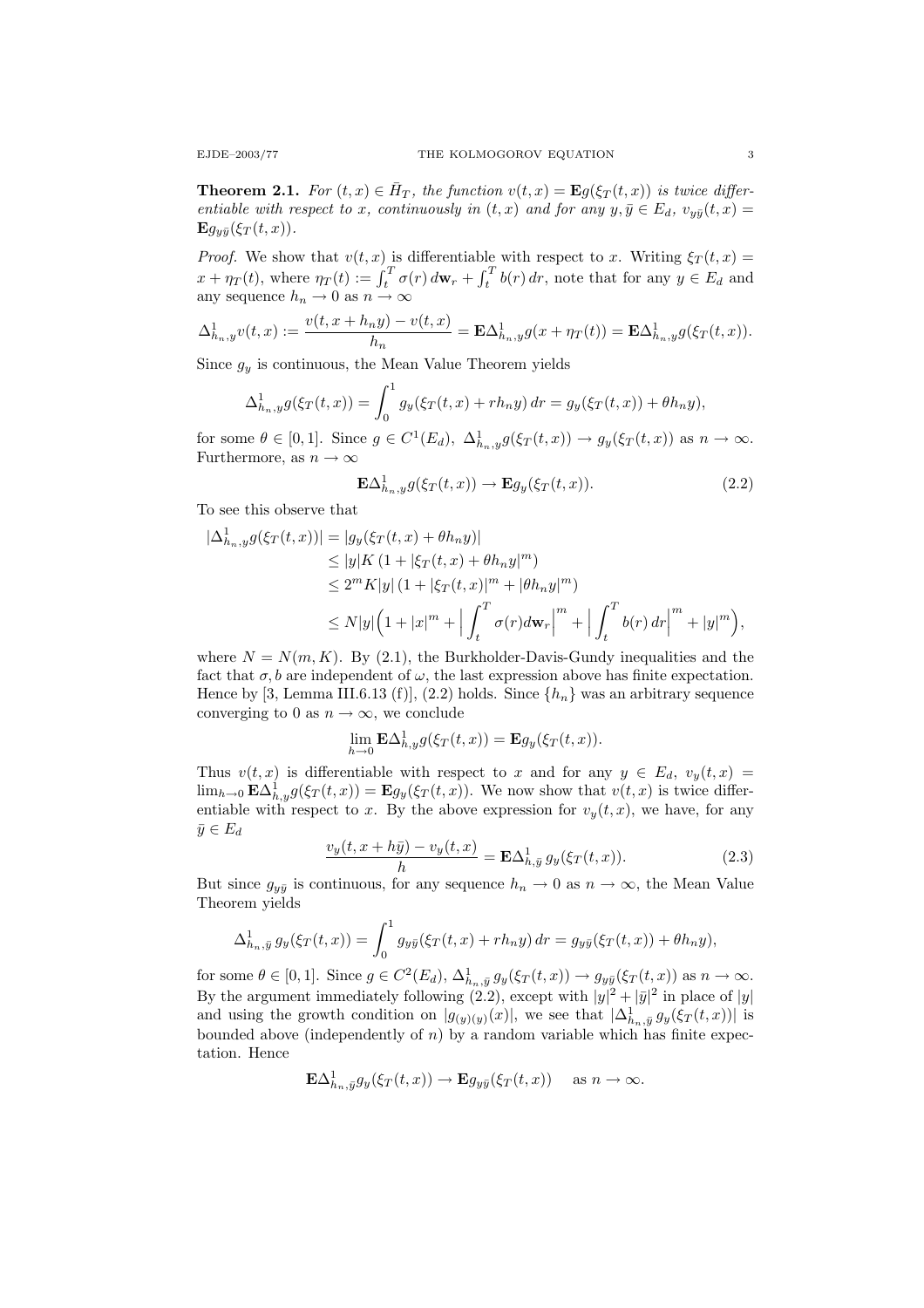**Theorem 2.1.** *For $(t,x) \in \bar{H}_T$, the function $v(t,x) = \mathbf{E}g(\xi_T(t,x))$ is twice differentiable with respect to $x$, continuously in $(t,x)$ and for any $y, \bar{y} \in E_d$, $v_{y\bar{y}}(t,x) = \mathbf{E}g_{y\bar{y}}(\xi_T(t,x))$.*

*Proof.* We show that $v(t,x)$ is differentiable with respect to $x$. Writing $\xi_T(t,x) = x + \eta_T(t)$, where $\eta_T(t) := \int_t^T \sigma(r)\, d\mathbf{w}_r + \int_t^T b(r)\, dr$, note that for any $y \in E_d$ and any sequence $h_n \to 0$ as $n \to \infty$

$$\Delta^1_{h_n,y} v(t,x) := \frac{v(t, x + h_n y) - v(t,x)}{h_n} = \mathbf{E}\Delta^1_{h_n,y} g(x + \eta_T(t)) = \mathbf{E}\Delta^1_{h_n,y} g(\xi_T(t,x)).$$

Since $g_y$ is continuous, the Mean Value Theorem yields

$$\Delta^1_{h_n,y} g(\xi_T(t,x)) = \int_0^1 g_y(\xi_T(t,x) + r h_n y)\, dr = g_y(\xi_T(t,x)) + \theta h_n y),$$

for some $\theta \in [0,1]$. Since $g \in C^1(E_d)$, $\Delta^1_{h_n,y} g(\xi_T(t,x)) \to g_y(\xi_T(t,x))$ as $n \to \infty$. Furthermore, as $n \to \infty$

$$\mathbf{E}\Delta^1_{h_n,y} g(\xi_T(t,x)) \to \mathbf{E}g_y(\xi_T(t,x)). \tag{2.2}$$

To see this observe that

$$\begin{aligned}
|\Delta^1_{h_n,y} g(\xi_T(t,x))| &= |g_y(\xi_T(t,x) + \theta h_n y)| \\
&\le |y| K \left(1 + |\xi_T(t,x) + \theta h_n y|^m\right) \\
&\le 2^m K |y| \left(1 + |\xi_T(t,x)|^m + |\theta h_n y|^m\right) \\
&\le N|y| \Big(1 + |x|^m + \Big|\int_t^T \sigma(r) d\mathbf{w}_r\Big|^m + \Big|\int_t^T b(r)\, dr\Big|^m + |y|^m\Big),
\end{aligned}$$

where $N = N(m, K)$. By (2.1), the Burkholder-Davis-Gundy inequalities and the fact that $\sigma, b$ are independent of $\omega$, the last expression above has finite expectation. Hence by [3, Lemma III.6.13 (f)], (2.2) holds. Since $\{h_n\}$ was an arbitrary sequence converging to 0 as $n \to \infty$, we conclude

$$\lim_{h \to 0} \mathbf{E}\Delta^1_{h,y} g(\xi_T(t,x)) = \mathbf{E}g_y(\xi_T(t,x)).$$

Thus $v(t,x)$ is differentiable with respect to $x$ and for any $y \in E_d$, $v_y(t,x) = \lim_{h\to 0} \mathbf{E}\Delta^1_{h,y} g(\xi_T(t,x)) = \mathbf{E}g_y(\xi_T(t,x))$. We now show that $v(t,x)$ is twice differentiable with respect to $x$. By the above expression for $v_y(t,x)$, we have, for any $\bar{y} \in E_d$

$$\frac{v_y(t, x + h\bar{y}) - v_y(t,x)}{h} = \mathbf{E}\Delta^1_{h,\bar{y}}\, g_y(\xi_T(t,x)). \tag{2.3}$$

But since $g_{y\bar{y}}$ is continuous, for any sequence $h_n \to 0$ as $n \to \infty$, the Mean Value Theorem yields

$$\Delta^1_{h_n,\bar{y}}\, g_y(\xi_T(t,x)) = \int_0^1 g_{y\bar{y}}(\xi_T(t,x) + r h_n y)\, dr = g_{y\bar{y}}(\xi_T(t,x)) + \theta h_n y),$$

for some $\theta \in [0,1]$. Since $g \in C^2(E_d)$, $\Delta^1_{h_n,\bar{y}}\, g_y(\xi_T(t,x)) \to g_{y\bar{y}}(\xi_T(t,x))$ as $n \to \infty$. By the argument immediately following (2.2), except with $|y|^2 + |\bar{y}|^2$ in place of $|y|$ and using the growth condition on $|g_{(y)(y)}(x)|$, we see that $|\Delta^1_{h_n,\bar{y}}\, g_y(\xi_T(t,x))|$ is bounded above (independently of $n$) by a random variable which has finite expectation. Hence

$$\mathbf{E}\Delta^1_{h_n,\bar{y}} g_y(\xi_T(t,x)) \to \mathbf{E}g_{y\bar{y}}(\xi_T(t,x)) \quad \text{ as } n \to \infty.$$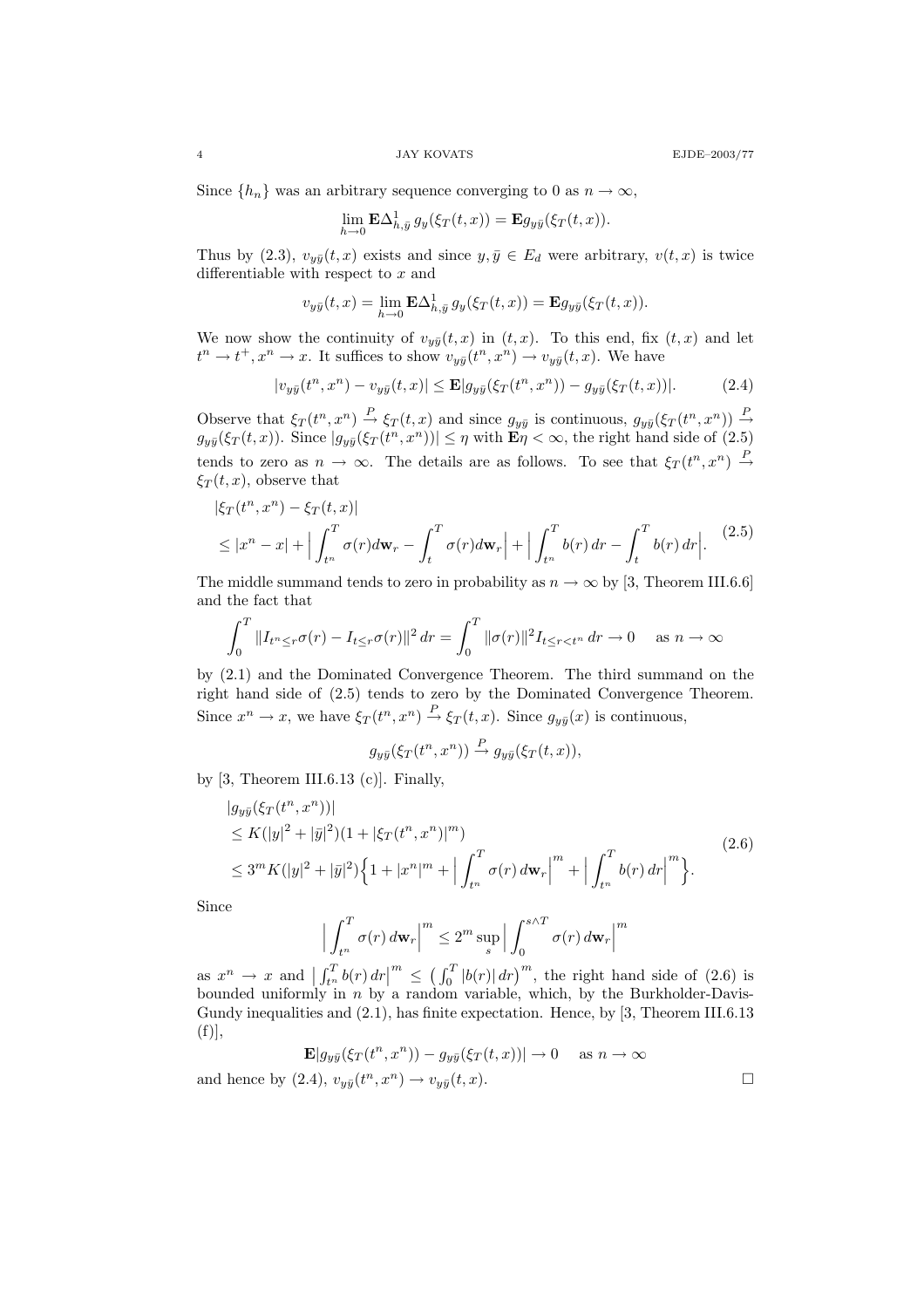Since $\{h_n\}$ was an arbitrary sequence converging to 0 as $n \to \infty$,

$$\lim_{h\to 0} \mathbf{E}\Delta^1_{h,\bar{y}}\, g_y(\xi_T(t,x)) = \mathbf{E} g_{y\bar{y}}(\xi_T(t,x)).$$

Thus by (2.3), $v_{y\bar{y}}(t,x)$ exists and since $y, \bar{y} \in E_d$ were arbitrary, $v(t,x)$ is twice differentiable with respect to $x$ and

$$v_{y\bar{y}}(t,x) = \lim_{h\to 0} \mathbf{E}\Delta^1_{h,\bar{y}}\, g_y(\xi_T(t,x)) = \mathbf{E} g_{y\bar{y}}(\xi_T(t,x)).$$

We now show the continuity of $v_{y\bar{y}}(t,x)$ in $(t,x)$. To this end, fix $(t,x)$ and let $t^n \to t^+, x^n \to x$. It suffices to show $v_{y\bar{y}}(t^n,x^n) \to v_{y\bar{y}}(t,x)$. We have

$$|v_{y\bar{y}}(t^n,x^n) - v_{y\bar{y}}(t,x)| \le \mathbf{E}|g_{y\bar{y}}(\xi_T(t^n,x^n)) - g_{y\bar{y}}(\xi_T(t,x))|. \tag{2.4}$$

Observe that $\xi_T(t^n,x^n) \xrightarrow{P} \xi_T(t,x)$ and since $g_{y\bar{y}}$ is continuous, $g_{y\bar{y}}(\xi_T(t^n,x^n)) \xrightarrow{P} g_{y\bar{y}}(\xi_T(t,x))$. Since $|g_{y\bar{y}}(\xi_T(t^n,x^n))| \le \eta$ with $\mathbf{E}\eta < \infty$, the right hand side of (2.5) tends to zero as $n \to \infty$. The details are as follows. To see that $\xi_T(t^n,x^n) \xrightarrow{P} \xi_T(t,x)$, observe that

$$\begin{aligned}
&|\xi_T(t^n,x^n) - \xi_T(t,x)| \\
&\le |x^n - x| + \Big|\int_{t^n}^T \sigma(r)d\mathbf{w}_r - \int_t^T \sigma(r)d\mathbf{w}_r\Big| + \Big|\int_{t^n}^T b(r)\,dr - \int_t^T b(r)\,dr\Big|.
\end{aligned} \tag{2.5}$$

The middle summand tends to zero in probability as $n \to \infty$ by [3, Theorem III.6.6] and the fact that

$$\int_0^T \|I_{t^n \le r}\sigma(r) - I_{t\le r}\sigma(r)\|^2\,dr = \int_0^T \|\sigma(r)\|^2 I_{t\le r<t^n}\,dr \to 0 \quad \text{as } n \to \infty$$

by (2.1) and the Dominated Convergence Theorem. The third summand on the right hand side of (2.5) tends to zero by the Dominated Convergence Theorem. Since $x^n \to x$, we have $\xi_T(t^n,x^n) \xrightarrow{P} \xi_T(t,x)$. Since $g_{y\bar{y}}(x)$ is continuous,

$$g_{y\bar{y}}(\xi_T(t^n,x^n)) \xrightarrow{P} g_{y\bar{y}}(\xi_T(t,x)),$$

by [3, Theorem III.6.13 (c)]. Finally,

$$\begin{aligned}
&|g_{y\bar{y}}(\xi_T(t^n,x^n))| \\
&\le K(|y|^2 + |\bar{y}|^2)(1 + |\xi_T(t^n,x^n)|^m) \\
&\le 3^m K(|y|^2 + |\bar{y}|^2)\Big\{1 + |x^n|^m + \Big|\int_{t^n}^T \sigma(r)\,d\mathbf{w}_r\Big|^m + \Big|\int_{t^n}^T b(r)\,dr\Big|^m\Big\}.
\end{aligned} \tag{2.6}$$

Since

$$\Big|\int_{t^n}^T \sigma(r)\,d\mathbf{w}_r\Big|^m \le 2^m \sup_s \Big|\int_0^{s\wedge T} \sigma(r)\,d\mathbf{w}_r\Big|^m$$

as $x^n \to x$ and $\big|\int_{t^n}^T b(r)\,dr\big|^m \le \big(\int_0^T |b(r)|\,dr\big)^m$, the right hand side of (2.6) is bounded uniformly in $n$ by a random variable, which, by the Burkholder-Davis-Gundy inequalities and (2.1), has finite expectation. Hence, by [3, Theorem III.6.13 (f)],

$$\mathbf{E}|g_{y\bar{y}}(\xi_T(t^n,x^n)) - g_{y\bar{y}}(\xi_T(t,x))| \to 0 \quad \text{as } n \to \infty$$

and hence by (2.4), $v_{y\bar{y}}(t^n,x^n) \to v_{y\bar{y}}(t,x)$. $\square$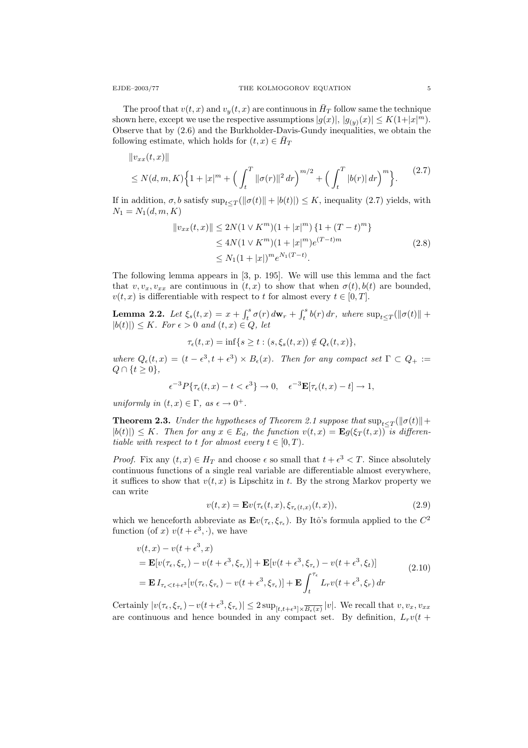The proof that $v(t,x)$ and $v_y(t,x)$ are continuous in $\bar{H}_T$ follow same the technique shown here, except we use the respective assumptions $|g(x)|$, $|g_{(y)}(x)| \le K(1+|x|^m)$. Observe that by (2.6) and the Burkholder-Davis-Gundy inequalities, we obtain the following estimate, which holds for $(t,x) \in \bar{H}_T$

$$
\begin{aligned}
&\|v_{xx}(t,x)\| \\
&\le N(d,m,K)\Big\{1+|x|^m + \Big(\int_t^T \|\sigma(r)\|^2\,dr\Big)^{m/2} + \Big(\int_t^T |b(r)|\,dr\Big)^m\Big\}.
\end{aligned} \tag{2.7}
$$

If in addition, $\sigma, b$ satisfy $\sup_{t\le T}(\|\sigma(t)\| + |b(t)|) \le K$, inequality (2.7) yields, with $N_1 = N_1(d,m,K)$

$$
\begin{aligned}
\|v_{xx}(t,x)\| &\le 2N(1\vee K^m)(1+|x|^m)\{1+(T-t)^m\} \\
&\le 4N(1\vee K^m)(1+|x|^m)e^{(T-t)m} \\
&\le N_1(1+|x|)^m e^{N_1(T-t)}.
\end{aligned} \tag{2.8}
$$

The following lemma appears in [3, p. 195]. We will use this lemma and the fact that $v, v_x, v_{xx}$ are continuous in $(t,x)$ to show that when $\sigma(t), b(t)$ are bounded, $v(t,x)$ is differentiable with respect to $t$ for almost every $t \in [0,T]$.

**Lemma 2.2.** *Let $\xi_s(t,x) = x + \int_t^s \sigma(r)\,d\mathbf{w}_r + \int_t^s b(r)\,dr$, where $\sup_{t\le T}(\|\sigma(t)\| + |b(t)|) \le K$. For $\epsilon > 0$ and $(t,x) \in Q$, let*

$$\tau_\epsilon(t,x) = \inf\{s \ge t : (s, \xi_s(t,x)) \notin Q_\epsilon(t,x)\},$$

*where $Q_\epsilon(t,x) = (t-\epsilon^3, t+\epsilon^3) \times B_\epsilon(x)$. Then for any compact set $\Gamma \subset Q_+ := Q \cap \{t \ge 0\}$,*

$$\epsilon^{-3} P\{\tau_\epsilon(t,x) - t < \epsilon^3\} \to 0, \quad \epsilon^{-3}\mathbf{E}[\tau_\epsilon(t,x) - t] \to 1,$$

*uniformly in $(t,x) \in \Gamma$, as $\epsilon \to 0^+$.*

**Theorem 2.3.** *Under the hypotheses of Theorem 2.1 suppose that $\sup_{t\le T}(\|\sigma(t)\| + |b(t)|) \le K$. Then for any $x \in E_d$, the function $v(t,x) = \mathbf{E}g(\xi_T(t,x))$ is differentiable with respect to $t$ for almost every $t \in [0,T)$.*

*Proof.* Fix any $(t,x) \in H_T$ and choose $\epsilon$ so small that $t + \epsilon^3 < T$. Since absolutely continuous functions of a single real variable are differentiable almost everywhere, it suffices to show that $v(t,x)$ is Lipschitz in $t$. By the strong Markov property we can write

$$v(t,x) = \mathbf{E}v(\tau_\epsilon(t,x), \xi_{\tau_\epsilon(t,x)}(t,x)), \tag{2.9}$$

which we henceforth abbreviate as $\mathbf{E}v(\tau_\epsilon, \xi_{\tau_\epsilon})$. By Itô's formula applied to the $C^2$ function (of $x$) $v(t+\epsilon^3, \cdot)$, we have

$$
\begin{aligned}
&v(t,x) - v(t+\epsilon^3, x) \\
&= \mathbf{E}[v(\tau_\epsilon, \xi_{\tau_\epsilon}) - v(t+\epsilon^3, \xi_{\tau_\epsilon})] + \mathbf{E}[v(t+\epsilon^3, \xi_{\tau_\epsilon}) - v(t+\epsilon^3, \xi_t)] \\
&= \mathbf{E}\, I_{\tau_\epsilon < t+\epsilon^3}[v(\tau_\epsilon, \xi_{\tau_\epsilon}) - v(t+\epsilon^3, \xi_{\tau_\epsilon})] + \mathbf{E}\int_t^{\tau_\epsilon} L_r v(t+\epsilon^3, \xi_r)\,dr
\end{aligned} \tag{2.10}
$$

Certainly $|v(\tau_\epsilon, \xi_{\tau_\epsilon}) - v(t+\epsilon^3, \xi_{\tau_\epsilon})| \le 2\sup_{[t,t+\epsilon^3]\times\overline{B_\epsilon(x)}} |v|$. We recall that $v, v_x, v_{xx}$ are continuous and hence bounded in any compact set. By definition, $L_r v(t +$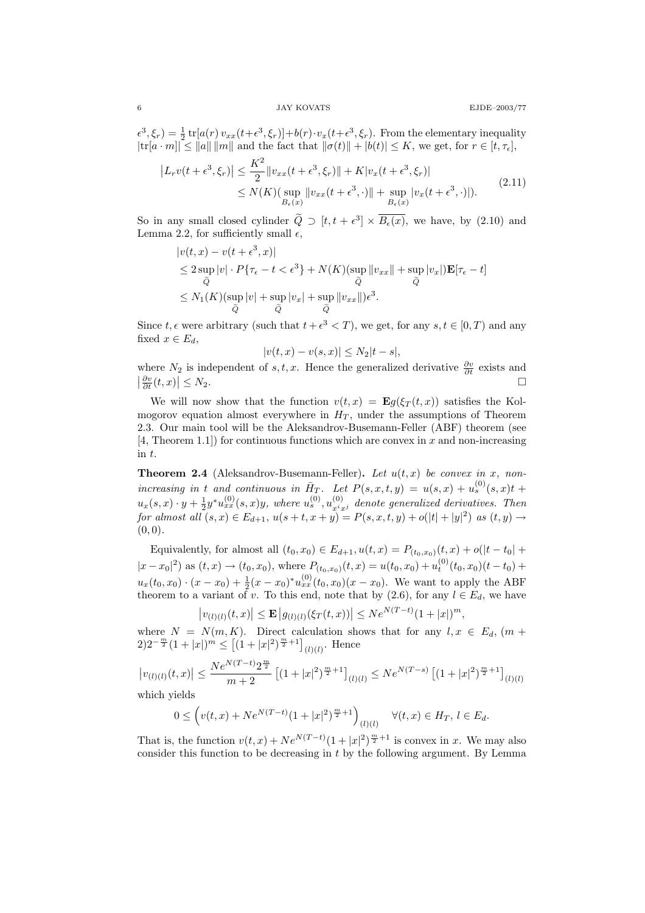$\epsilon^3, \xi_r) = \frac{1}{2}\operatorname{tr}[a(r)\, v_{xx}(t+\epsilon^3, \xi_r)] + b(r)\cdot v_x(t+\epsilon^3, \xi_r)$. From the elementary inequality $|\operatorname{tr}[a \cdot m]| \le \|a\|\,\|m\|$ and the fact that $\|\sigma(t)\| + |b(t)| \le K$, we get, for $r \in [t, \tau_\epsilon]$,

$$
\begin{aligned}
\left|L_r v(t+\epsilon^3, \xi_r)\right| &\le \frac{K^2}{2}\|v_{xx}(t+\epsilon^3, \xi_r)\| + K|v_x(t+\epsilon^3, \xi_r)| \\
&\le N(K)\big(\sup_{B_\epsilon(x)} \|v_{xx}(t+\epsilon^3, \cdot)\| + \sup_{B_\epsilon(x)} |v_x(t+\epsilon^3, \cdot)|\big).
\end{aligned}
\tag{2.11}
$$

So in any small closed cylinder $\widetilde{Q} \supset [t, t+\epsilon^3] \times \overline{B_\epsilon(x)}$, we have, by (2.10) and Lemma 2.2, for sufficiently small $\epsilon$,

$$
\begin{aligned}
&|v(t,x) - v(t+\epsilon^3, x)| \\
&\le 2\sup_{\widetilde{Q}} |v| \cdot P\{\tau_\epsilon - t < \epsilon^3\} + N(K)(\sup_{\widetilde{Q}} \|v_{xx}\| + \sup_{\widetilde{Q}} |v_x|)\mathbf{E}[\tau_\epsilon - t] \\
&\le N_1(K)(\sup_{\widetilde{Q}} |v| + \sup_{\widetilde{Q}} |v_x| + \sup_{\widetilde{Q}} \|v_{xx}\|)\epsilon^3.
\end{aligned}
$$

Since $t, \epsilon$ were arbitrary (such that $t + \epsilon^3 < T$), we get, for any $s, t \in [0, T)$ and any fixed $x \in E_d$,

$$
|v(t,x) - v(s,x)| \le N_2|t - s|,
$$

where $N_2$ is independent of $s, t, x$. Hence the generalized derivative $\frac{\partial v}{\partial t}$ exists and $\left|\frac{\partial v}{\partial t}(t,x)\right| \le N_2$. $\square$

We will now show that the function $v(t,x) = \mathbf{E}g(\xi_T(t,x))$ satisfies the Kolmogorov equation almost everywhere in $H_T$, under the assumptions of Theorem 2.3. Our main tool will be the Aleksandrov-Busemann-Feller (ABF) theorem (see [4, Theorem 1.1]) for continuous functions which are convex in $x$ and non-increasing in $t$.

**Theorem 2.4** (Aleksandrov-Busemann-Feller)**.** *Let $u(t,x)$ be convex in $x$, non-increasing in $t$ and continuous in $\bar{H}_T$. Let $P(s,x,t,y) = u(s,x) + u_s^{(0)}(s,x)t + u_x(s,x)\cdot y + \frac{1}{2}y^* u_{xx}^{(0)}(s,x)y$, where $u_s^{(0)}, u_{x^i x^j}^{(0)}$ denote generalized derivatives. Then for almost all $(s,x) \in E_{d+1}$, $u(s+t, x+y) = P(s,x,t,y) + o(|t| + |y|^2)$ as $(t,y) \to (0,0)$.*

Equivalently, for almost all $(t_0, x_0) \in E_{d+1}$, $u(t,x) = P_{(t_0,x_0)}(t,x) + o(|t-t_0| + |x-x_0|^2)$ as $(t,x) \to (t_0,x_0)$, where $P_{(t_0,x_0)}(t,x) = u(t_0,x_0) + u_t^{(0)}(t_0,x_0)(t-t_0) + u_x(t_0,x_0)\cdot(x-x_0) + \frac{1}{2}(x-x_0)^* u_{xx}^{(0)}(t_0,x_0)(x-x_0)$. We want to apply the ABF theorem to a variant of $v$. To this end, note that by (2.6), for any $l \in E_d$, we have

$$
\left|v_{(l)(l)}(t,x)\right| \le \mathbf{E}\left|g_{(l)(l)}(\xi_T(t,x))\right| \le Ne^{N(T-t)}(1+|x|)^m,
$$

where $N = N(m,K)$. Direct calculation shows that for any $l, x \in E_d$, $(m+2)2^{-\frac{m}{2}}(1+|x|)^m \le \left[(1+|x|^2)^{\frac{m}{2}+1}\right]_{(l)(l)}$. Hence

$$
\left|v_{(l)(l)}(t,x)\right| \le \frac{Ne^{N(T-t)}2^{\frac{m}{2}}}{m+2}\left[(1+|x|^2)^{\frac{m}{2}+1}\right]_{(l)(l)} \le Ne^{N(T-s)}\left[(1+|x|^2)^{\frac{m}{2}+1}\right]_{(l)(l)}
$$

which yields

$$
0 \le \left(v(t,x) + Ne^{N(T-t)}(1+|x|^2)^{\frac{m}{2}+1}\right)_{(l)(l)} \quad \forall (t,x) \in H_T,\ l \in E_d.
$$

That is, the function $v(t,x) + Ne^{N(T-t)}(1+|x|^2)^{\frac{m}{2}+1}$ is convex in $x$. We may also consider this function to be decreasing in $t$ by the following argument. By Lemma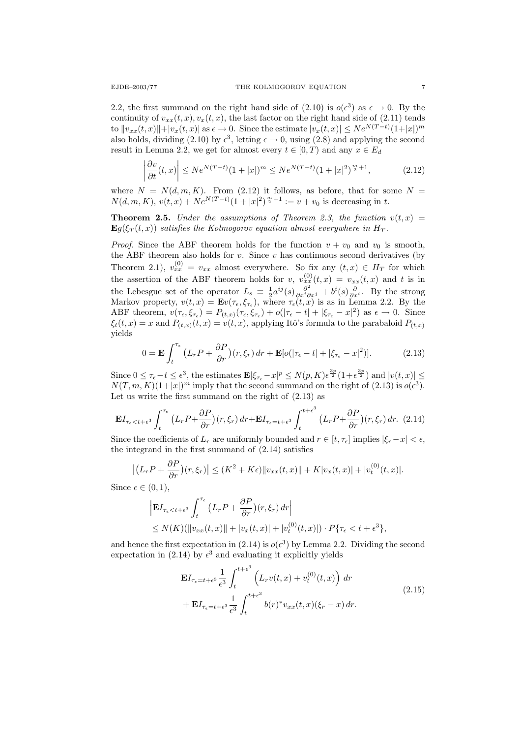2.2, the first summand on the right hand side of (2.10) is $o(\epsilon^3)$ as $\epsilon \to 0$. By the continuity of $v_{xx}(t,x), v_x(t,x)$, the last factor on the right hand side of (2.11) tends to $\|v_{xx}(t,x)\|+|v_x(t,x)|$ as $\epsilon \to 0$. Since the estimate $|v_x(t,x)| \le Ne^{N(T-t)}(1+|x|)^m$ also holds, dividing (2.10) by $\epsilon^3$, letting $\epsilon \to 0$, using (2.8) and applying the second result in Lemma 2.2, we get for almost every $t \in [0,T)$ and any $x \in E_d$

$$\left|\frac{\partial v}{\partial t}(t,x)\right| \le Ne^{N(T-t)}(1+|x|)^m \le Ne^{N(T-t)}(1+|x|^2)^{\frac{m}{2}+1}, \tag{2.12}$$

where $N = N(d,m,K)$. From (2.12) it follows, as before, that for some $N = N(d,m,K)$, $v(t,x) + Ne^{N(T-t)}(1+|x|^2)^{\frac{m}{2}+1} := v + v_0$ is decreasing in $t$.

**Theorem 2.5.** *Under the assumptions of Theorem 2.3, the function $v(t,x) = \mathbf{E}g(\xi_T(t,x))$ satisfies the Kolmogorov equation almost everywhere in $H_T$.*

*Proof.* Since the ABF theorem holds for the function $v + v_0$ and $v_0$ is smooth, the ABF theorem also holds for $v$. Since $v$ has continuous second derivatives (by Theorem 2.1), $v^{(0)}_{xx} = v_{xx}$ almost everywhere. So fix any $(t,x) \in H_T$ for which the assertion of the ABF theorem holds for $v$, $v^{(0)}_{xx}(t,x) = v_{xx}(t,x)$ and $t$ is in the Lebesgue set of the operator $L_s \equiv \frac{1}{2}a^{ij}(s)\frac{\partial^2}{\partial x^i \partial x^j} + b^i(s)\frac{\partial}{\partial x^i}$. By the strong Markov property, $v(t,x) = \mathbf{E}v(\tau_\epsilon, \xi_{\tau_\epsilon})$, where $\tau_\epsilon(t,x)$ is as in Lemma 2.2. By the ABF theorem, $v(\tau_\epsilon, \xi_{\tau_\epsilon}) = P_{(t,x)}(\tau_\epsilon, \xi_{\tau_\epsilon}) + o(|\tau_\epsilon - t| + |\xi_{\tau_\epsilon} - x|^2)$ as $\epsilon \to 0$. Since $\xi_t(t,x) = x$ and $P_{(t,x)}(t,x) = v(t,x)$, applying Itô's formula to the parabaloid $P_{(t,x)}$ yields

$$0 = \mathbf{E}\int_t^{\tau_\epsilon} \big(L_r P + \frac{\partial P}{\partial r}\big)(r,\xi_r)\,dr + \mathbf{E}[o(|\tau_\epsilon - t| + |\xi_{\tau_\epsilon} - x|^2)]. \tag{2.13}$$

Since $0 \le \tau_\epsilon - t \le \epsilon^3$, the estimates $\mathbf{E}|\xi_{\tau_\epsilon} - x|^p \le N(p,K)\epsilon^{\frac{3p}{2}}(1+\epsilon^{\frac{3p}{2}})$ and $|v(t,x)| \le N(T,m,K)(1+|x|)^m$ imply that the second summand on the right of (2.13) is $o(\epsilon^3)$. Let us write the first summand on the right of (2.13) as

$$\mathbf{E}I_{\tau_\epsilon < t+\epsilon^3}\int_t^{\tau_\epsilon} \big(L_r P + \frac{\partial P}{\partial r}\big)(r,\xi_r)\,dr + \mathbf{E}I_{\tau_\epsilon = t+\epsilon^3}\int_t^{t+\epsilon^3} \big(L_r P + \frac{\partial P}{\partial r}\big)(r,\xi_r)\,dr. \tag{2.14}$$

Since the coefficients of $L_r$ are uniformly bounded and $r \in [t,\tau_\epsilon]$ implies $|\xi_r - x| < \epsilon$, the integrand in the first summand of (2.14) satisfies

$$\big|\big(L_r P + \frac{\partial P}{\partial r}\big)(r,\xi_r)\big| \le (K^2 + K\epsilon)\|v_{xx}(t,x)\| + K|v_x(t,x)| + |v^{(0)}_t(t,x)|.$$

Since $\epsilon \in (0,1)$,

$$\begin{aligned}
&\Big|\mathbf{E}I_{\tau_\epsilon < t+\epsilon^3}\int_t^{\tau_\epsilon} \big(L_r P + \frac{\partial P}{\partial r}\big)(r,\xi_r)\,dr\Big| \\
&\le N(K)(\|v_{xx}(t,x)\| + |v_x(t,x)| + |v^{(0)}_t(t,x)|) \cdot P\{\tau_\epsilon < t+\epsilon^3\},
\end{aligned}$$

and hence the first expectation in (2.14) is $o(\epsilon^3)$ by Lemma 2.2. Dividing the second expectation in (2.14) by $\epsilon^3$ and evaluating it explicitly yields

$$\begin{aligned}
&\mathbf{E}I_{\tau_\epsilon = t+\epsilon^3}\frac{1}{\epsilon^3}\int_t^{t+\epsilon^3} \Big(L_r v(t,x) + v^{(0)}_t(t,x)\Big)\,dr \\
&+ \mathbf{E}I_{\tau_\epsilon = t+\epsilon^3}\frac{1}{\epsilon^3}\int_t^{t+\epsilon^3} b(r)^* v_{xx}(t,x)(\xi_r - x)\,dr.
\end{aligned} \tag{2.15}$$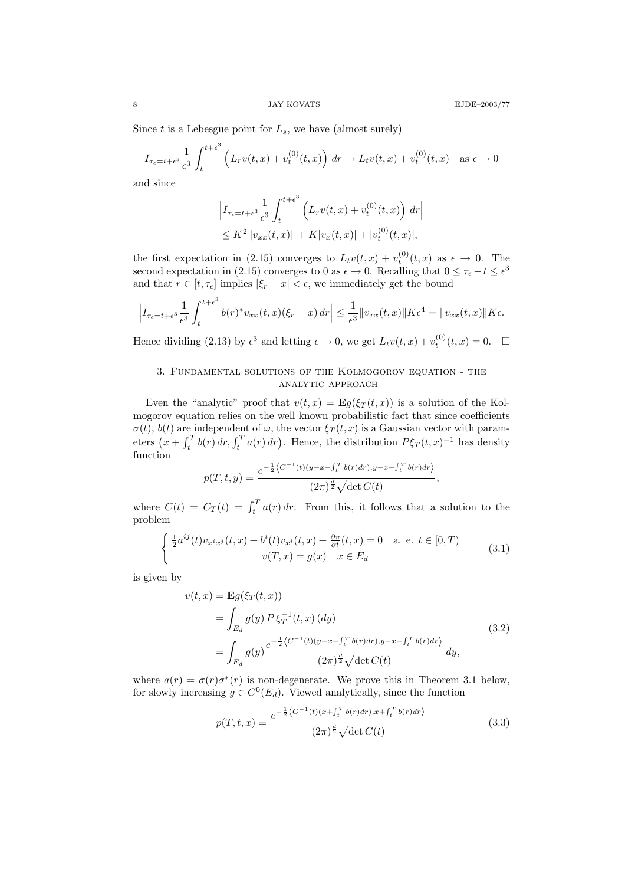Since $t$ is a Lebesgue point for $L_s$, we have (almost surely)

$$I_{\tau_\epsilon=t+\epsilon^3}\frac{1}{\epsilon^3}\int_t^{t+\epsilon^3}\Big(L_r v(t,x)+v_t^{(0)}(t,x)\Big)\,dr \to L_t v(t,x)+v_t^{(0)}(t,x) \quad \text{as } \epsilon\to 0$$

and since

$$\begin{aligned}
&\Big|I_{\tau_\epsilon=t+\epsilon^3}\frac{1}{\epsilon^3}\int_t^{t+\epsilon^3}\Big(L_r v(t,x)+v_t^{(0)}(t,x)\Big)\,dr\Big| \\
&\le K^2\|v_{xx}(t,x)\|+K|v_x(t,x)|+|v_t^{(0)}(t,x)|,
\end{aligned}$$

the first expectation in (2.15) converges to $L_t v(t,x)+v_t^{(0)}(t,x)$ as $\epsilon\to 0$. The second expectation in (2.15) converges to 0 as $\epsilon\to 0$. Recalling that $0\le \tau_\epsilon - t\le \epsilon^3$ and that $r\in[t,\tau_\epsilon]$ implies $|\xi_r - x|<\epsilon$, we immediately get the bound

$$\Big|I_{\tau_\epsilon=t+\epsilon^3}\frac{1}{\epsilon^3}\int_t^{t+\epsilon^3} b(r)^* v_{xx}(t,x)(\xi_r - x)\,dr\Big| \le \frac{1}{\epsilon^3}\|v_{xx}(t,x)\|K\epsilon^4 = \|v_{xx}(t,x)\|K\epsilon.$$

Hence dividing (2.13) by $\epsilon^3$ and letting $\epsilon\to 0$, we get $L_t v(t,x)+v_t^{(0)}(t,x)=0$. $\square$

## 3. Fundamental solutions of the Kolmogorov equation - the analytic approach

Even the "analytic" proof that $v(t,x)=\mathbf{E}g(\xi_T(t,x))$ is a solution of the Kolmogorov equation relies on the well known probabilistic fact that since coefficients $\sigma(t)$, $b(t)$ are independent of $\omega$, the vector $\xi_T(t,x)$ is a Gaussian vector with parameters $\big(x+\int_t^T b(r)\,dr, \int_t^T a(r)\,dr\big)$. Hence, the distribution $P\xi_T(t,x)^{-1}$ has density function

$$p(T,t,y)=\frac{e^{-\frac{1}{2}\left\langle C^{-1}(t)(y-x-\int_t^T b(r)dr),\,y-x-\int_t^T b(r)dr\right\rangle}}{(2\pi)^{\frac{d}{2}}\sqrt{\det C(t)}},$$

where $C(t)=C_T(t)=\int_t^T a(r)\,dr$. From this, it follows that a solution to the problem

$$\begin{cases} \frac{1}{2}a^{ij}(t)v_{x^ix^j}(t,x)+b^i(t)v_{x^i}(t,x)+\frac{\partial v}{\partial t}(t,x)=0 \quad \text{a. e. } t\in[0,T) \\ v(T,x)=g(x) \quad x\in E_d \end{cases} \tag{3.1}$$

is given by

$$\begin{aligned}
v(t,x)&=\mathbf{E}g(\xi_T(t,x)) \\
&=\int_{E_d} g(y)\,P\,\xi_T^{-1}(t,x)\,(dy) \\
&=\int_{E_d} g(y)\frac{e^{-\frac{1}{2}\left\langle C^{-1}(t)(y-x-\int_t^T b(r)dr),\,y-x-\int_t^T b(r)dr\right\rangle}}{(2\pi)^{\frac{d}{2}}\sqrt{\det C(t)}}\,dy,
\end{aligned} \tag{3.2}$$

where $a(r)=\sigma(r)\sigma^*(r)$ is non-degenerate. We prove this in Theorem 3.1 below, for slowly increasing $g\in C^0(E_d)$. Viewed analytically, since the function

$$p(T,t,x)=\frac{e^{-\frac{1}{2}\left\langle C^{-1}(t)(x+\int_t^T b(r)dr),\,x+\int_t^T b(r)dr\right\rangle}}{(2\pi)^{\frac{d}{2}}\sqrt{\det C(t)}} \tag{3.3}$$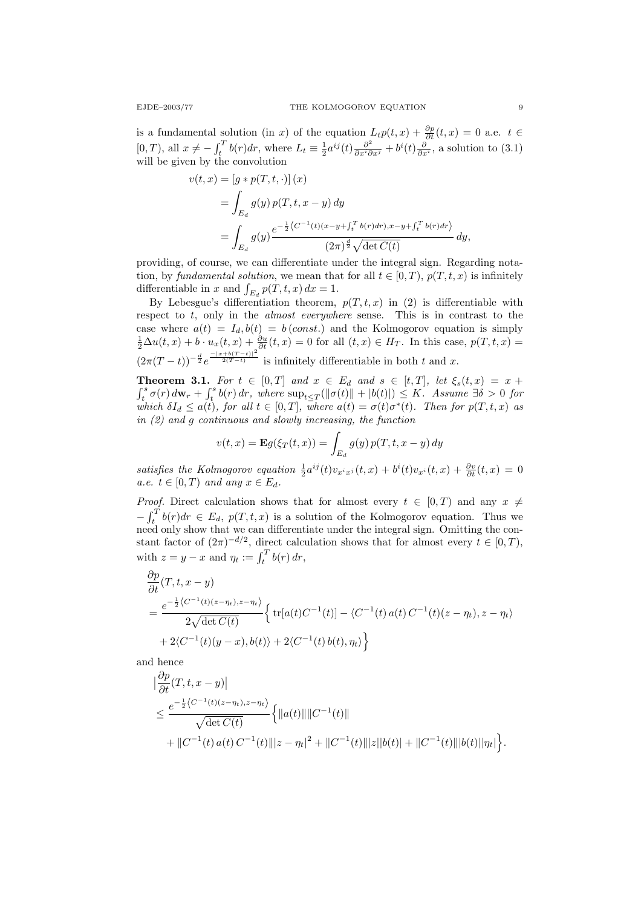is a fundamental solution (in $x$) of the equation $L_t p(t,x) + \frac{\partial p}{\partial t}(t,x) = 0$ a.e. $t \in [0,T)$, all $x \neq -\int_t^T b(r)dr$, where $L_t \equiv \frac{1}{2} a^{ij}(t) \frac{\partial^2}{\partial x^i \partial x^j} + b^i(t) \frac{\partial}{\partial x^i}$, a solution to (3.1) will be given by the convolution

$$
\begin{aligned}
v(t,x) &= [g * p(T,t,\cdot)](x) \\
&= \int_{E_d} g(y)\, p(T,t,x-y)\, dy \\
&= \int_{E_d} g(y) \frac{e^{-\frac{1}{2}\left\langle C^{-1}(t)(x-y+\int_t^T b(r)dr),\, x-y+\int_t^T b(r)dr \right\rangle}}{(2\pi)^{\frac{d}{2}} \sqrt{\det C(t)}}\, dy,
\end{aligned}
$$

providing, of course, we can differentiate under the integral sign. Regarding notation, by *fundamental solution*, we mean that for all $t \in [0,T)$, $p(T,t,x)$ is infinitely differentiable in $x$ and $\int_{E_d} p(T,t,x)\, dx = 1$.

By Lebesgue's differentiation theorem, $p(T,t,x)$ in (2) is differentiable with respect to $t$, only in the *almost everywhere* sense. This is in contrast to the case where $a(t) = I_d, b(t) = b\,(const.)$ and the Kolmogorov equation is simply $\frac{1}{2}\Delta u(t,x) + b \cdot u_x(t,x) + \frac{\partial u}{\partial t}(t,x) = 0$ for all $(t,x) \in H_T$. In this case, $p(T,t,x) = (2\pi(T-t))^{-\frac{d}{2}} e^{\frac{-|x+b(T-t)|^2}{2(T-t)}}$ is infinitely differentiable in both $t$ and $x$.

**Theorem 3.1.** *For $t \in [0,T]$ and $x \in E_d$ and $s \in [t,T]$, let $\xi_s(t,x) = x + \int_t^s \sigma(r)\, d\mathbf{w}_r + \int_t^s b(r)\, dr$, where $\sup_{t \le T}(\|\sigma(t)\| + |b(t)|) \le K$. Assume $\exists \delta > 0$ for which $\delta I_d \le a(t)$, for all $t \in [0,T]$, where $a(t) = \sigma(t)\sigma^*(t)$. Then for $p(T,t,x)$ as in (2) and $g$ continuous and slowly increasing, the function*

$$
v(t,x) = \mathbf{E} g(\xi_T(t,x)) = \int_{E_d} g(y)\, p(T,t,x-y)\, dy
$$

*satisfies the Kolmogorov equation $\frac{1}{2} a^{ij}(t) v_{x^i x^j}(t,x) + b^i(t) v_{x^i}(t,x) + \frac{\partial v}{\partial t}(t,x) = 0$ a.e. $t \in [0,T)$ and any $x \in E_d$.*

*Proof.* Direct calculation shows that for almost every $t \in [0,T)$ and any $x \neq -\int_t^T b(r)dr \in E_d$, $p(T,t,x)$ is a solution of the Kolmogorov equation. Thus we need only show that we can differentiate under the integral sign. Omitting the constant factor of $(2\pi)^{-d/2}$, direct calculation shows that for almost every $t \in [0,T)$, with $z = y - x$ and $\eta_t := \int_t^T b(r)\, dr$,

$$
\begin{aligned}
&\frac{\partial p}{\partial t}(T,t,x-y) \\
&= \frac{e^{-\frac{1}{2}\left\langle C^{-1}(t)(z-\eta_t),\, z-\eta_t \right\rangle}}{2\sqrt{\det C(t)}} \Big\{ \operatorname{tr}[a(t) C^{-1}(t)] - \langle C^{-1}(t)\, a(t)\, C^{-1}(t)(z-\eta_t), z-\eta_t \rangle \\
&\quad + 2\langle C^{-1}(t)(y-x), b(t) \rangle + 2\langle C^{-1}(t)\, b(t), \eta_t \rangle \Big\}
\end{aligned}
$$

and hence

$$
\begin{aligned}
&\Big| \frac{\partial p}{\partial t}(T,t,x-y) \Big| \\
&\le \frac{e^{-\frac{1}{2}\left\langle C^{-1}(t)(z-\eta_t),\, z-\eta_t \right\rangle}}{\sqrt{\det C(t)}} \Big\{ \|a(t)\| \|C^{-1}(t)\| \\
&\quad + \|C^{-1}(t)\, a(t)\, C^{-1}(t)\| |z-\eta_t|^2 + \|C^{-1}(t)\| |z| |b(t)| + \|C^{-1}(t)\| |b(t)| |\eta_t| \Big\}.
\end{aligned}
$$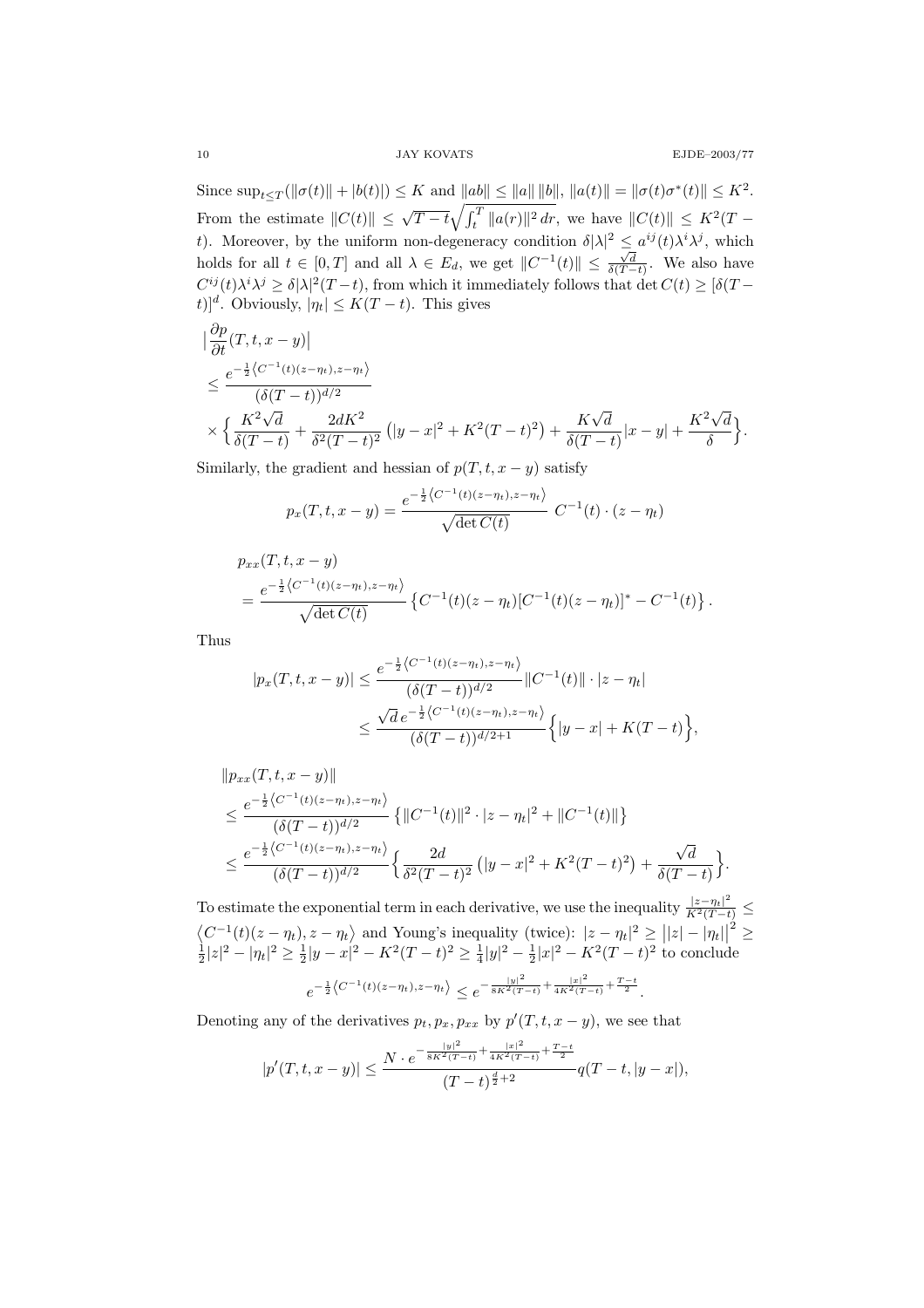Since $\sup_{t\le T}(\|\sigma(t)\| + |b(t)|) \le K$ and $\|ab\| \le \|a\|\,\|b\|$, $\|a(t)\| = \|\sigma(t)\sigma^*(t)\| \le K^2$. From the estimate $\|C(t)\| \le \sqrt{T-t}\sqrt{\int_t^T \|a(r)\|^2\,dr}$, we have $\|C(t)\| \le K^2(T-t)$. Moreover, by the uniform non-degeneracy condition $\delta|\lambda|^2 \le a^{ij}(t)\lambda^i\lambda^j$, which holds for all $t \in [0,T]$ and all $\lambda \in E_d$, we get $\|C^{-1}(t)\| \le \frac{\sqrt{d}}{\delta(T-t)}$. We also have $C^{ij}(t)\lambda^i\lambda^j \ge \delta|\lambda|^2(T-t)$, from which it immediately follows that $\det C(t) \ge [\delta(T-t)]^d$. Obviously, $|\eta_t| \le K(T-t)$. This gives

$$
\begin{aligned}
&\big|\frac{\partial p}{\partial t}(T,t,x-y)\big| \\
&\le \frac{e^{-\frac12\langle C^{-1}(t)(z-\eta_t),z-\eta_t\rangle}}{(\delta(T-t))^{d/2}} \\
&\times \Big\{\frac{K^2\sqrt{d}}{\delta(T-t)} + \frac{2dK^2}{\delta^2(T-t)^2}\left(|y-x|^2 + K^2(T-t)^2\right) + \frac{K\sqrt{d}}{\delta(T-t)}|x-y| + \frac{K^2\sqrt{d}}{\delta}\Big\}.
\end{aligned}
$$

Similarly, the gradient and hessian of $p(T,t,x-y)$ satisfy

$$
p_x(T,t,x-y) = \frac{e^{-\frac12\langle C^{-1}(t)(z-\eta_t),z-\eta_t\rangle}}{\sqrt{\det C(t)}}\; C^{-1}(t)\cdot(z-\eta_t)
$$

$$
\begin{aligned}
&p_{xx}(T,t,x-y) \\
&= \frac{e^{-\frac12\langle C^{-1}(t)(z-\eta_t),z-\eta_t\rangle}}{\sqrt{\det C(t)}}\left\{C^{-1}(t)(z-\eta_t)[C^{-1}(t)(z-\eta_t)]^* - C^{-1}(t)\right\}.
\end{aligned}
$$

Thus

$$
\begin{aligned}
|p_x(T,t,x-y)| &\le \frac{e^{-\frac12\langle C^{-1}(t)(z-\eta_t),z-\eta_t\rangle}}{(\delta(T-t))^{d/2}}\|C^{-1}(t)\|\cdot|z-\eta_t| \\
&\le \frac{\sqrt{d}\,e^{-\frac12\langle C^{-1}(t)(z-\eta_t),z-\eta_t\rangle}}{(\delta(T-t))^{d/2+1}}\Big\{|y-x| + K(T-t)\Big\},
\end{aligned}
$$

$$
\begin{aligned}
&\|p_{xx}(T,t,x-y)\| \\
&\le \frac{e^{-\frac12\langle C^{-1}(t)(z-\eta_t),z-\eta_t\rangle}}{(\delta(T-t))^{d/2}}\left\{\|C^{-1}(t)\|^2\cdot|z-\eta_t|^2 + \|C^{-1}(t)\|\right\} \\
&\le \frac{e^{-\frac12\langle C^{-1}(t)(z-\eta_t),z-\eta_t\rangle}}{(\delta(T-t))^{d/2}}\Big\{\frac{2d}{\delta^2(T-t)^2}\left(|y-x|^2 + K^2(T-t)^2\right) + \frac{\sqrt{d}}{\delta(T-t)}\Big\}.
\end{aligned}
$$

To estimate the exponential term in each derivative, we use the inequality $\frac{|z-\eta_t|^2}{K^2(T-t)} \le \langle C^{-1}(t)(z-\eta_t), z-\eta_t\rangle$ and Young's inequality (twice): $|z-\eta_t|^2 \ge \big||z| - |\eta_t|\big|^2 \ge \frac12|z|^2 - |\eta_t|^2 \ge \frac12|y-x|^2 - K^2(T-t)^2 \ge \frac14|y|^2 - \frac12|x|^2 - K^2(T-t)^2$ to conclude

$$
e^{-\frac12\langle C^{-1}(t)(z-\eta_t),z-\eta_t\rangle} \le e^{-\frac{|y|^2}{8K^2(T-t)} + \frac{|x|^2}{4K^2(T-t)} + \frac{T-t}{2}}.
$$

Denoting any of the derivatives $p_t, p_x, p_{xx}$ by $p'(T,t,x-y)$, we see that

$$
|p'(T,t,x-y)| \le \frac{N\cdot e^{-\frac{|y|^2}{8K^2(T-t)} + \frac{|x|^2}{4K^2(T-t)} + \frac{T-t}{2}}}{(T-t)^{\frac d2 + 2}}q(T-t,|y-x|),
$$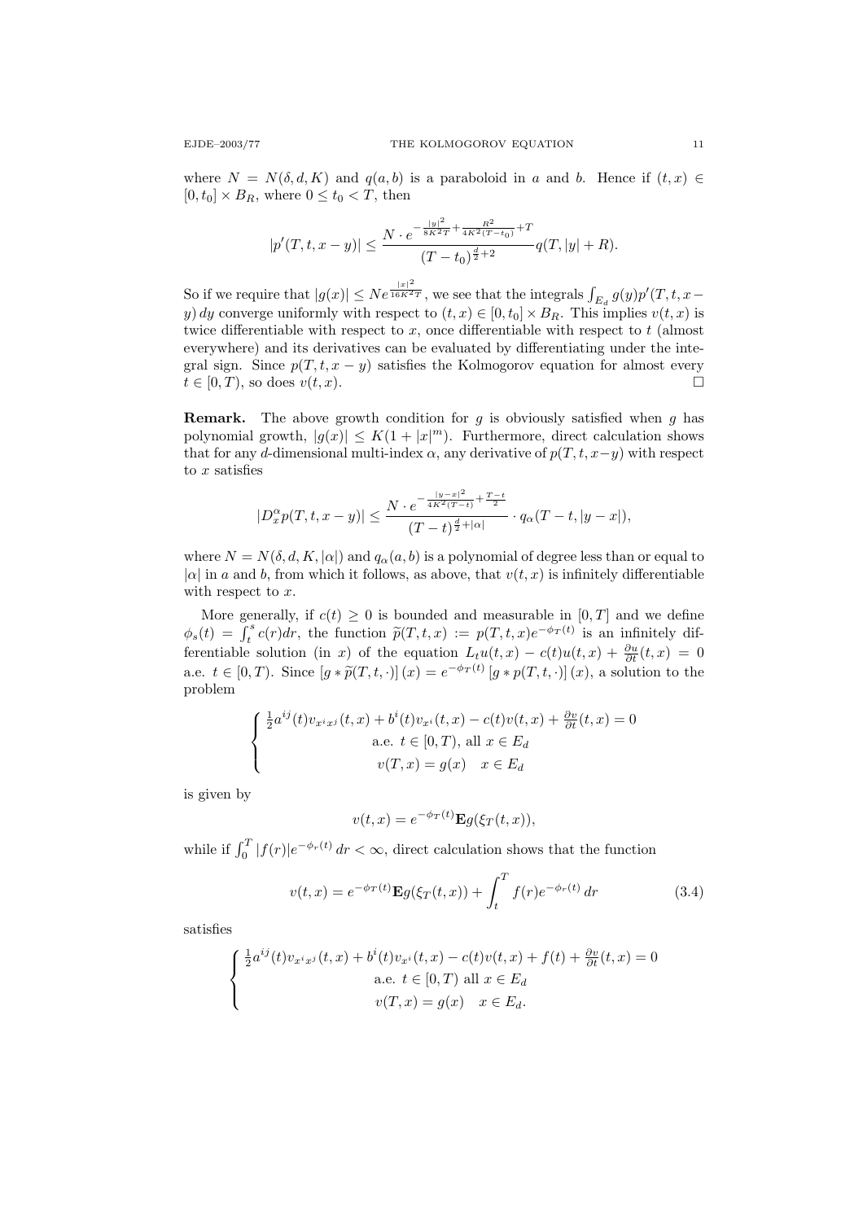where $N = N(\delta, d, K)$ and $q(a,b)$ is a paraboloid in $a$ and $b$. Hence if $(t,x) \in [0,t_0] \times B_R$, where $0 \le t_0 < T$, then

$$|p'(T,t,x-y)| \le \frac{N \cdot e^{-\frac{|y|^2}{8K^2 T} + \frac{R^2}{4K^2(T-t_0)} + T}}{(T-t_0)^{\frac{d}{2}+2}} q(T, |y|+R).$$

So if we require that $|g(x)| \le N e^{\frac{|x|^2}{16K^2 T}}$, we see that the integrals $\int_{E_d} g(y) p'(T,t,x-y)\,dy$ converge uniformly with respect to $(t,x) \in [0,t_0] \times B_R$. This implies $v(t,x)$ is twice differentiable with respect to $x$, once differentiable with respect to $t$ (almost everywhere) and its derivatives can be evaluated by differentiating under the integral sign. Since $p(T,t,x-y)$ satisfies the Kolmogorov equation for almost every $t \in [0,T)$, so does $v(t,x)$. □

**Remark.** The above growth condition for $g$ is obviously satisfied when $g$ has polynomial growth, $|g(x)| \le K(1+|x|^m)$. Furthermore, direct calculation shows that for any $d$-dimensional multi-index $\alpha$, any derivative of $p(T,t,x-y)$ with respect to $x$ satisfies

$$|D_x^\alpha p(T,t,x-y)| \le \frac{N \cdot e^{-\frac{|y-x|^2}{4K^2(T-t)} + \frac{T-t}{2}}}{(T-t)^{\frac{d}{2}+|\alpha|}} \cdot q_\alpha(T-t, |y-x|),$$

where $N = N(\delta, d, K, |\alpha|)$ and $q_\alpha(a,b)$ is a polynomial of degree less than or equal to $|\alpha|$ in $a$ and $b$, from which it follows, as above, that $v(t,x)$ is infinitely differentiable with respect to $x$.

More generally, if $c(t) \ge 0$ is bounded and measurable in $[0,T]$ and we define $\phi_s(t) = \int_t^s c(r)dr$, the function $\widetilde{p}(T,t,x) := p(T,t,x)e^{-\phi_T(t)}$ is an infinitely differentiable solution (in $x$) of the equation $L_t u(t,x) - c(t)u(t,x) + \frac{\partial u}{\partial t}(t,x) = 0$ a.e. $t \in [0,T)$. Since $[g * \widetilde{p}(T,t,\cdot)](x) = e^{-\phi_T(t)}[g * p(T,t,\cdot)](x)$, a solution to the problem

$$\begin{cases} \frac{1}{2}a^{ij}(t)v_{x^i x^j}(t,x) + b^i(t)v_{x^i}(t,x) - c(t)v(t,x) + \frac{\partial v}{\partial t}(t,x) = 0 \\ \qquad \text{a.e. } t \in [0,T), \text{ all } x \in E_d \\ \qquad v(T,x) = g(x) \quad x \in E_d \end{cases}$$

is given by

$$v(t,x) = e^{-\phi_T(t)}\mathbf{E}g(\xi_T(t,x)),$$

while if $\int_0^T |f(r)|e^{-\phi_r(t)}\,dr < \infty$, direct calculation shows that the function

$$v(t,x) = e^{-\phi_T(t)}\mathbf{E}g(\xi_T(t,x)) + \int_t^T f(r)e^{-\phi_r(t)}\,dr \tag{3.4}$$

satisfies

$$\begin{cases} \frac{1}{2}a^{ij}(t)v_{x^i x^j}(t,x) + b^i(t)v_{x^i}(t,x) - c(t)v(t,x) + f(t) + \frac{\partial v}{\partial t}(t,x) = 0 \\ \qquad \text{a.e. } t \in [0,T) \text{ all } x \in E_d \\ \qquad v(T,x) = g(x) \quad x \in E_d. \end{cases}$$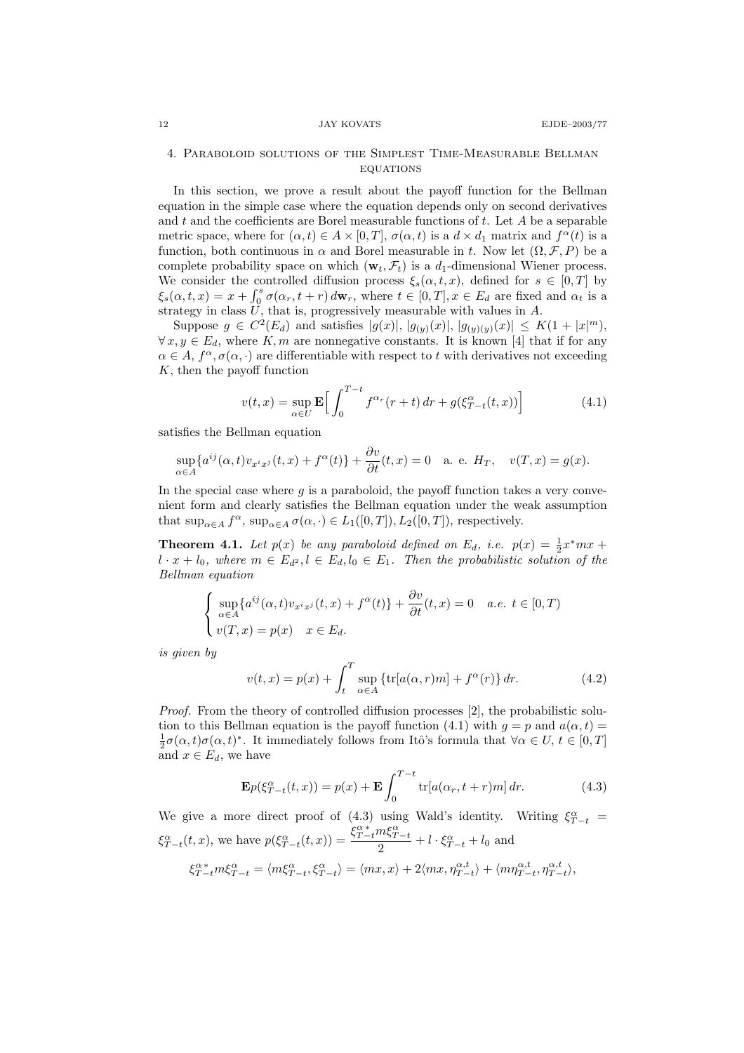## 4. Paraboloid solutions of the Simplest Time-Measurable Bellman equations

In this section, we prove a result about the payoff function for the Bellman equation in the simple case where the equation depends only on second derivatives and $t$ and the coefficients are Borel measurable functions of $t$. Let $A$ be a separable metric space, where for $(\alpha, t) \in A \times [0,T]$, $\sigma(\alpha, t)$ is a $d \times d_1$ matrix and $f^\alpha(t)$ is a function, both continuous in $\alpha$ and Borel measurable in $t$. Now let $(\Omega, \mathcal{F}, P)$ be a complete probability space on which $(\mathbf{w}_t, \mathcal{F}_t)$ is a $d_1$-dimensional Wiener process. We consider the controlled diffusion process $\xi_s(\alpha, t, x)$, defined for $s \in [0,T]$ by $\xi_s(\alpha, t, x) = x + \int_0^s \sigma(\alpha_r, t+r)\, d\mathbf{w}_r$, where $t \in [0,T], x \in E_d$ are fixed and $\alpha_t$ is a strategy in class $U$, that is, progressively measurable with values in $A$.

Suppose $g \in C^2(E_d)$ and satisfies $|g(x)|$, $|g_{(y)}(x)|$, $|g_{(y)(y)}(x)| \le K(1+|x|^m)$, $\forall\, x, y \in E_d$, where $K, m$ are nonnegative constants. It is known [4] that if for any $\alpha \in A$, $f^\alpha, \sigma(\alpha, \cdot)$ are differentiable with respect to $t$ with derivatives not exceeding $K$, then the payoff function

$$v(t,x) = \sup_{\alpha \in U} \mathbf{E}\Big[\int_0^{T-t} f^{\alpha_r}(r+t)\, dr + g(\xi^\alpha_{T-t}(t,x))\Big] \tag{4.1}$$

satisfies the Bellman equation

$$\sup_{\alpha \in A}\{a^{ij}(\alpha, t) v_{x^i x^j}(t,x) + f^\alpha(t)\} + \frac{\partial v}{\partial t}(t,x) = 0 \quad \text{a. e. } H_T, \quad v(T,x) = g(x).$$

In the special case where $g$ is a paraboloid, the payoff function takes a very convenient form and clearly satisfies the Bellman equation under the weak assumption that $\sup_{\alpha \in A} f^\alpha$, $\sup_{\alpha\in A} \sigma(\alpha, \cdot) \in L_1([0,T]), L_2([0,T])$, respectively.

**Theorem 4.1.** *Let $p(x)$ be any paraboloid defined on $E_d$, i.e. $p(x) = \frac{1}{2}x^* m x + l \cdot x + l_0$, where $m \in E_{d^2}, l \in E_d, l_0 \in E_1$. Then the probabilistic solution of the Bellman equation*

$$\begin{cases} \sup_{\alpha \in A}\{a^{ij}(\alpha, t) v_{x^i x^j}(t,x) + f^\alpha(t)\} + \dfrac{\partial v}{\partial t}(t,x) = 0 \quad a.e.\ t \in [0,T) \\ v(T,x) = p(x) \quad x \in E_d. \end{cases}$$

*is given by*

$$v(t,x) = p(x) + \int_t^T \sup_{\alpha \in A}\{\mathrm{tr}[a(\alpha, r)m] + f^\alpha(r)\}\, dr. \tag{4.2}$$

*Proof.* From the theory of controlled diffusion processes [2], the probabilistic solution to this Bellman equation is the payoff function (4.1) with $g = p$ and $a(\alpha, t) = \frac{1}{2}\sigma(\alpha, t)\sigma(\alpha, t)^*$. It immediately follows from Itô's formula that $\forall \alpha \in U$, $t \in [0,T]$ and $x \in E_d$, we have

$$\mathbf{E} p(\xi^\alpha_{T-t}(t,x)) = p(x) + \mathbf{E}\int_0^{T-t} \mathrm{tr}[a(\alpha_r, t+r)m]\, dr. \tag{4.3}$$

We give a more direct proof of (4.3) using Wald's identity. Writing $\xi^\alpha_{T-t} = \xi^\alpha_{T-t}(t,x)$, we have $p(\xi^\alpha_{T-t}(t,x)) = \dfrac{\xi^{\alpha\,*}_{T-t} m \xi^\alpha_{T-t}}{2} + l \cdot \xi^\alpha_{T-t} + l_0$ and

$$\xi^{\alpha\,*}_{T-t} m \xi^\alpha_{T-t} = \langle m\xi^\alpha_{T-t}, \xi^\alpha_{T-t}\rangle = \langle mx, x\rangle + 2\langle mx, \eta^{\alpha,t}_{T-t}\rangle + \langle m\eta^{\alpha,t}_{T-t}, \eta^{\alpha,t}_{T-t}\rangle,$$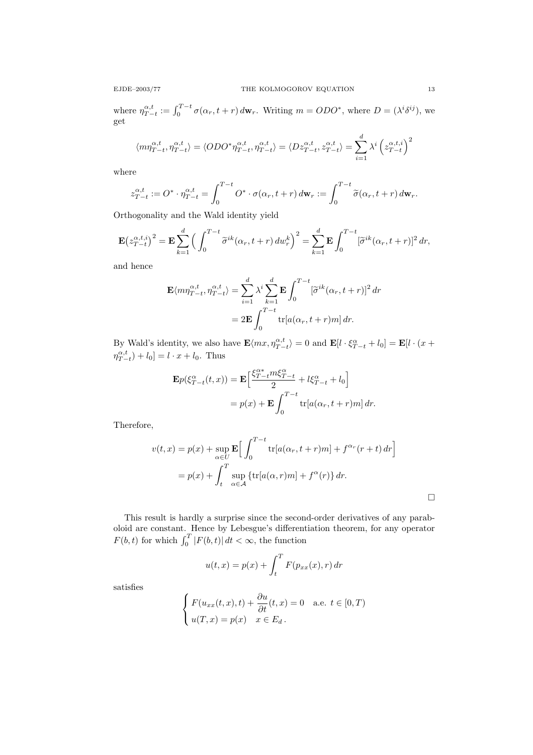where $\eta^{\alpha,t}_{T-t} := \int_0^{T-t} \sigma(\alpha_r, t+r)\, d\mathbf{w}_r$. Writing $m = ODO^*$, where $D = (\lambda^i \delta^{ij})$, we get

$$\langle m\eta^{\alpha,t}_{T-t}, \eta^{\alpha,t}_{T-t}\rangle = \langle ODO^* \eta^{\alpha,t}_{T-t}, \eta^{\alpha,t}_{T-t}\rangle = \langle D z^{\alpha,t}_{T-t}, z^{\alpha,t}_{T-t}\rangle = \sum_{i=1}^d \lambda^i \left(z^{\alpha,t,i}_{T-t}\right)^2$$

where

$$z^{\alpha,t}_{T-t} := O^* \cdot \eta^{\alpha,t}_{T-t} = \int_0^{T-t} O^* \cdot \sigma(\alpha_r, t+r)\, d\mathbf{w}_r := \int_0^{T-t} \widetilde{\sigma}(\alpha_r, t+r)\, d\mathbf{w}_r.$$

Orthogonality and the Wald identity yield

$$\mathbf{E}\big(z^{\alpha,t,i}_{T-t}\big)^2 = \mathbf{E}\sum_{k=1}^d \Big(\int_0^{T-t} \widetilde{\sigma}^{ik}(\alpha_r, t+r)\, dw^k_r\Big)^2 = \sum_{k=1}^d \mathbf{E}\int_0^{T-t} [\widetilde{\sigma}^{ik}(\alpha_r, t+r)]^2\, dr,$$

and hence

$$\begin{aligned}
\mathbf{E}\langle m\eta^{\alpha,t}_{T-t}, \eta^{\alpha,t}_{T-t}\rangle &= \sum_{i=1}^d \lambda^i \sum_{k=1}^d \mathbf{E}\int_0^{T-t} [\widetilde{\sigma}^{ik}(\alpha_r, t+r)]^2\, dr \\
&= 2\mathbf{E}\int_0^{T-t} \operatorname{tr}[a(\alpha_r, t+r)m]\, dr.
\end{aligned}$$

By Wald's identity, we also have $\mathbf{E}\langle mx, \eta^{\alpha,t}_{T-t}\rangle = 0$ and $\mathbf{E}[l\cdot \xi^\alpha_{T-t} + l_0] = \mathbf{E}[l\cdot (x + \eta^{\alpha,t}_{T-t}) + l_0] = l\cdot x + l_0$. Thus

$$\begin{aligned}
\mathbf{E}p(\xi^\alpha_{T-t}(t,x)) &= \mathbf{E}\Big[\frac{\xi^{\alpha *}_{T-t} m \xi^\alpha_{T-t}}{2} + l\xi^\alpha_{T-t} + l_0\Big] \\
&= p(x) + \mathbf{E}\int_0^{T-t} \operatorname{tr}[a(\alpha_r, t+r)m]\, dr.
\end{aligned}$$

Therefore,

$$\begin{aligned}
v(t,x) &= p(x) + \sup_{\alpha\in U} \mathbf{E}\Big[\int_0^{T-t} \operatorname{tr}[a(\alpha_r, t+r)m] + f^{\alpha_r}(r+t)\, dr\Big] \\
&= p(x) + \int_t^T \sup_{\alpha\in\mathcal{A}} \{\operatorname{tr}[a(\alpha, r)m] + f^\alpha(r)\}\, dr.
\end{aligned}$$

□

This result is hardly a surprise since the second-order derivatives of any paraboloid are constant. Hence by Lebesgue's differentiation theorem, for any operator $F(b,t)$ for which $\int_0^T |F(b,t)|\, dt < \infty$, the function

$$u(t,x) = p(x) + \int_t^T F(p_{xx}(x), r)\, dr$$

satisfies

$$\begin{cases} F(u_{xx}(t,x), t) + \dfrac{\partial u}{\partial t}(t,x) = 0 \quad \text{a.e. } t\in[0,T) \\ u(T,x) = p(x) \quad x\in E_d\,. \end{cases}$$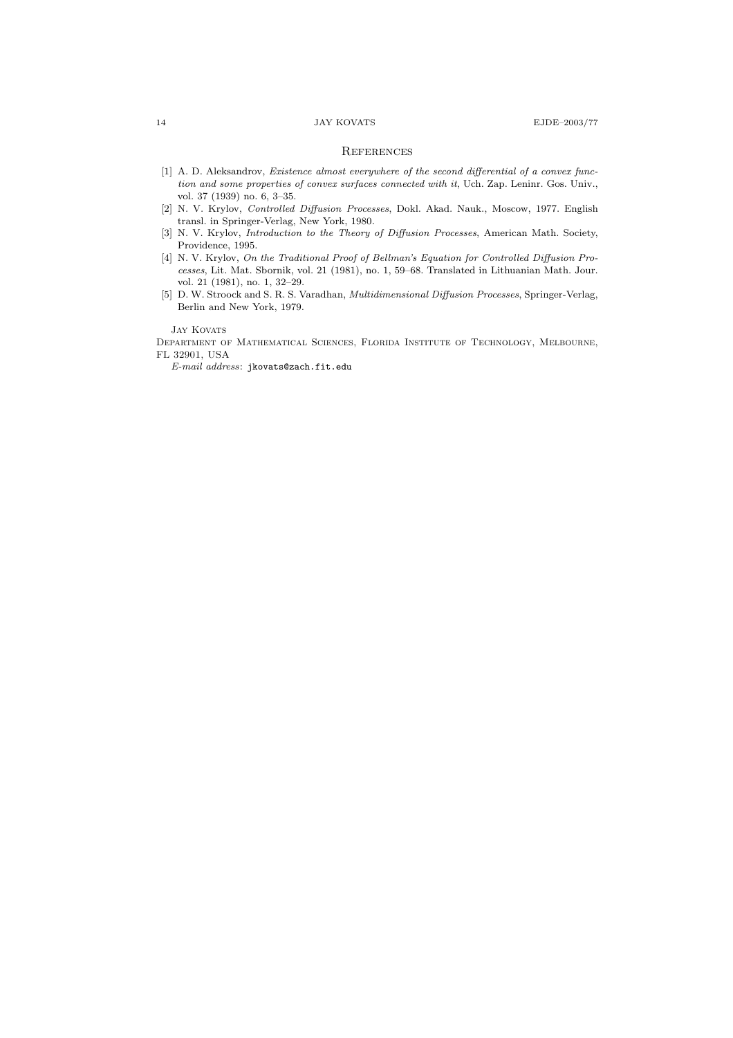## References

[1] A. D. Aleksandrov, *Existence almost everywhere of the second differential of a convex function and some properties of convex surfaces connected with it*, Uch. Zap. Leninr. Gos. Univ., vol. 37 (1939) no. 6, 3–35.

[2] N. V. Krylov, *Controlled Diffusion Processes*, Dokl. Akad. Nauk., Moscow, 1977. English transl. in Springer-Verlag, New York, 1980.

[3] N. V. Krylov, *Introduction to the Theory of Diffusion Processes*, American Math. Society, Providence, 1995.

[4] N. V. Krylov, *On the Traditional Proof of Bellman's Equation for Controlled Diffusion Processes*, Lit. Mat. Sbornik, vol. 21 (1981), no. 1, 59–68. Translated in Lithuanian Math. Jour. vol. 21 (1981), no. 1, 32–29.

[5] D. W. Stroock and S. R. S. Varadhan, *Multidimensional Diffusion Processes*, Springer-Verlag, Berlin and New York, 1979.

Jay Kovats

Department of Mathematical Sciences, Florida Institute of Technology, Melbourne, FL 32901, USA

*E-mail address*: jkovats@zach.fit.edu